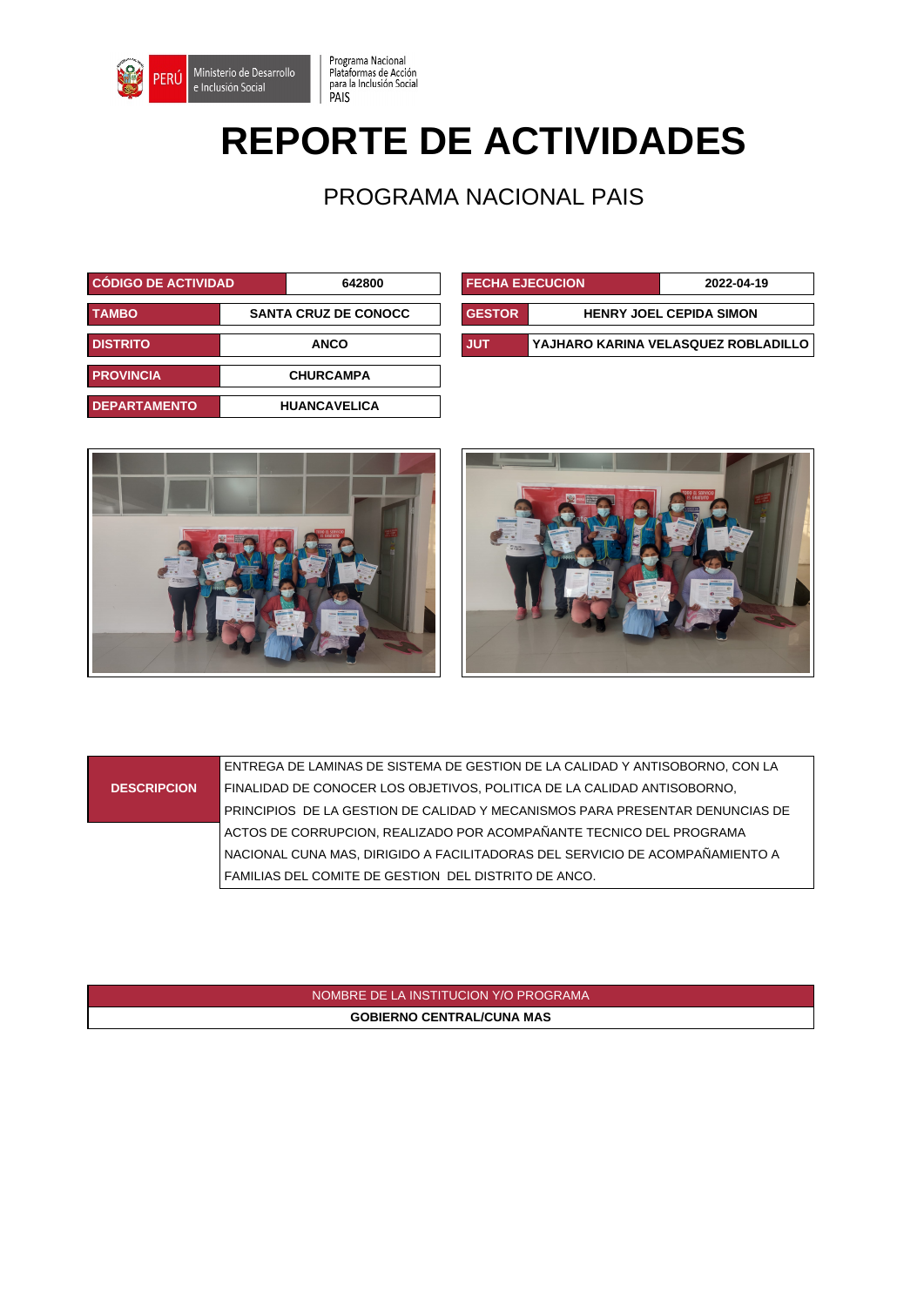Ministerio de Desarrollo e Inclusión Social | Programa Nacional Plataformas de Acción para la Inclusión Social PAIS

# REPORTE DE ACTIVIDADES

## PROGRAMA NACIONAL PAIS

| CÓDIGO DE ACTIVIDAD | 642800 |
|---|---|
| TAMBO | SANTA CRUZ DE CONOCC |
| DISTRITO | ANCO |
| PROVINCIA | CHURCAMPA |
| DEPARTAMENTO | HUANCAVELICA |

| FECHA EJECUCION | 2022-04-19 |
|---|---|
| GESTOR | HENRY JOEL CEPIDA SIMON |
| JUT | YAJHARO KARINA VELASQUEZ ROBLADILLO |

| DESCRIPCION | ENTREGA DE LAMINAS DE SISTEMA DE GESTION DE LA CALIDAD Y ANTISOBORNO, CON LA FINALIDAD DE CONOCER LOS OBJETIVOS, POLITICA DE LA CALIDAD ANTISOBORNO, PRINCIPIOS DE LA GESTION DE CALIDAD Y MECANISMOS PARA PRESENTAR DENUNCIAS DE ACTOS DE CORRUPCION, REALIZADO POR ACOMPAÑANTE TECNICO DEL PROGRAMA NACIONAL CUNA MAS, DIRIGIDO A FACILITADORAS DEL SERVICIO DE ACOMPAÑAMIENTO A FAMILIAS DEL COMITE DE GESTION DEL DISTRITO DE ANCO. |
|---|---|

| NOMBRE DE LA INSTITUCION Y/O PROGRAMA |
|---|
| GOBIERNO CENTRAL/CUNA MAS |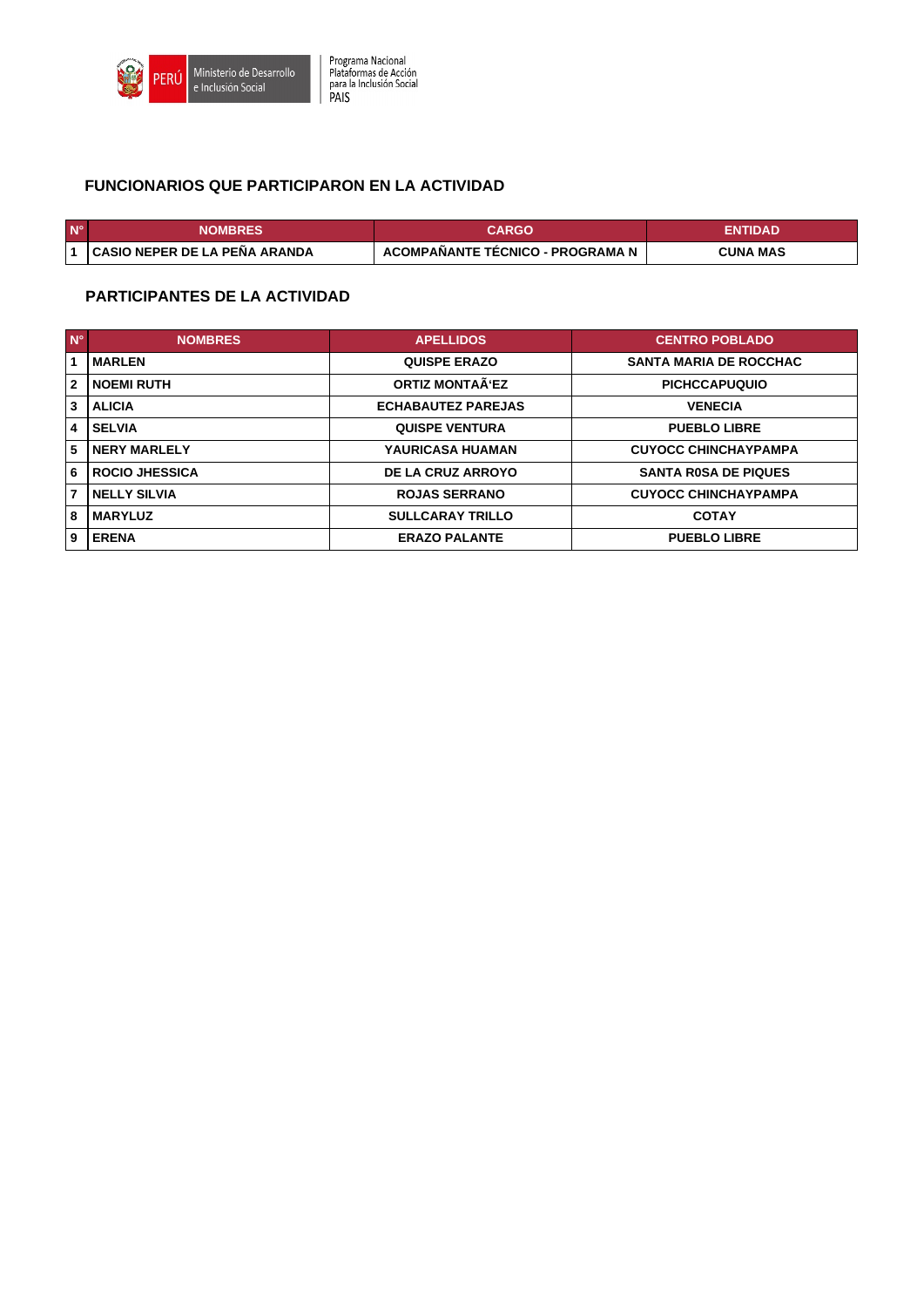Programa Nacional Plataformas de Acción para la Inclusión Social PAIS

## FUNCIONARIOS QUE PARTICIPARON EN LA ACTIVIDAD

| N° | NOMBRES | CARGO | ENTIDAD |
|---|---|---|---|
| 1 | CASIO NEPER DE LA PEÑA ARANDA | ACOMPAÑANTE TÉCNICO - PROGRAMA N | CUNA MAS |

## PARTICIPANTES DE LA ACTIVIDAD

| N° | NOMBRES | APELLIDOS | CENTRO POBLADO |
|---|---|---|---|
| 1 | MARLEN | QUISPE ERAZO | SANTA MARIA DE ROCCHAC |
| 2 | NOEMI RUTH | ORTIZ MONTAÃ‘EZ | PICHCCAPUQUIO |
| 3 | ALICIA | ECHABAUTEZ PAREJAS | VENECIA |
| 4 | SELVIA | QUISPE VENTURA | PUEBLO LIBRE |
| 5 | NERY MARLELY | YAURICASA HUAMAN | CUYOCC CHINCHAYPAMPA |
| 6 | ROCIO JHESSICA | DE LA CRUZ ARROYO | SANTA R0SA DE PIQUES |
| 7 | NELLY SILVIA | ROJAS SERRANO | CUYOCC CHINCHAYPAMPA |
| 8 | MARYLUZ | SULLCARAY TRILLO | COTAY |
| 9 | ERENA | ERAZO PALANTE | PUEBLO LIBRE |